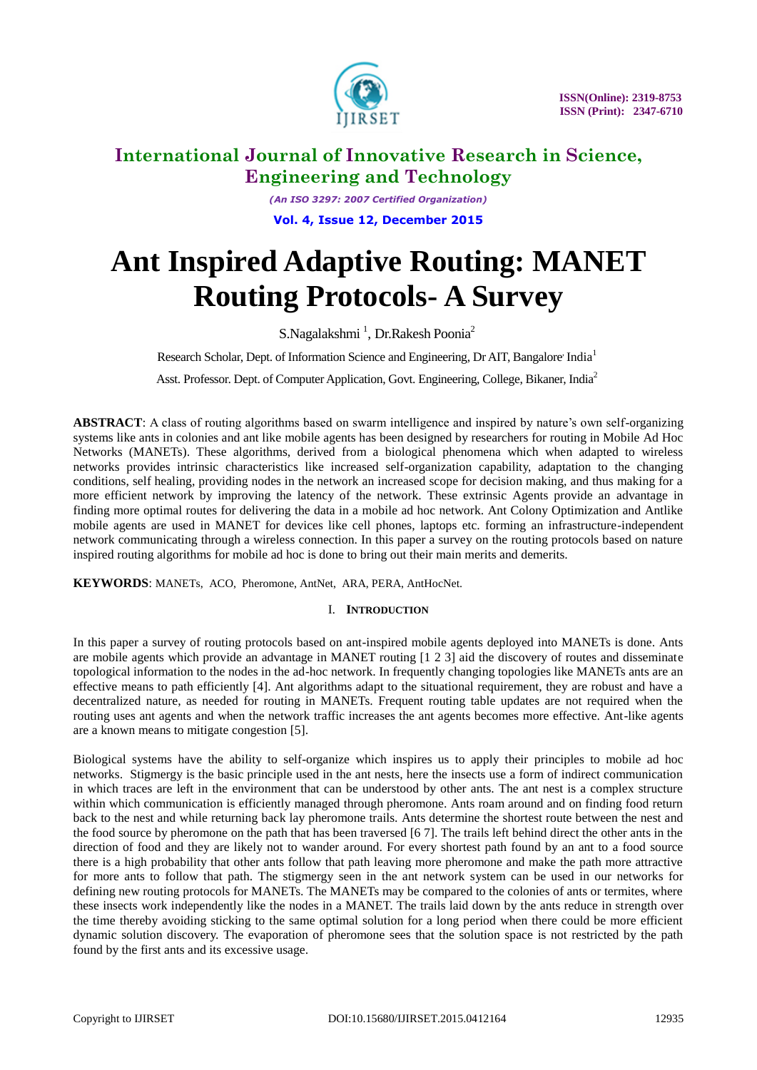# Ant Inspired Adaptive Routing: MANET Routing Protocols- A Survey

S.Nagalakshmi [1], Dr.Rakesh Poonia[2]

Research Scholar, Dept. of Information Science and Engineering, Dr AIT, Bangalore India[1]

Asst. Professor. Dept. of Computer Application, Govt. Engineering, College, Bikaner, India[2]

**ABSTRACT**: A class of routing algorithms based on swarm intelligence and inspired by nature's own self-organizing systems like ants in colonies and ant like mobile agents has been designed by researchers for routing in Mobile Ad Hoc Networks (MANETs). These algorithms, derived from a biological phenomena which when adapted to wireless networks provides intrinsic characteristics like increased self-organization capability, adaptation to the changing conditions, self healing, providing nodes in the network an increased scope for decision making, and thus making for a more efficient network by improving the latency of the network. These extrinsic Agents provide an advantage in finding more optimal routes for delivering the data in a mobile ad hoc network. Ant Colony Optimization and Antlike mobile agents are used in MANET for devices like cell phones, laptops etc. forming an infrastructure-independent network communicating through a wireless connection. In this paper a survey on the routing protocols based on nature inspired routing algorithms for mobile ad hoc is done to bring out their main merits and demerits.

**KEYWORDS**: MANETs, ACO, Pheromone, AntNet, ARA, PERA, AntHocNet.

## I. INTRODUCTION

In this paper a survey of routing protocols based on ant-inspired mobile agents deployed into MANETs is done. Ants are mobile agents which provide an advantage in MANET routing [1 2 3] aid the discovery of routes and disseminate topological information to the nodes in the ad-hoc network. In frequently changing topologies like MANETs ants are an effective means to path efficiently [4]. Ant algorithms adapt to the situational requirement, they are robust and have a decentralized nature, as needed for routing in MANETs. Frequent routing table updates are not required when the routing uses ant agents and when the network traffic increases the ant agents becomes more effective. Ant-like agents are a known means to mitigate congestion [5].

Biological systems have the ability to self-organize which inspires us to apply their principles to mobile ad hoc networks. Stigmergy is the basic principle used in the ant nests, here the insects use a form of indirect communication in which traces are left in the environment that can be understood by other ants. The ant nest is a complex structure within which communication is efficiently managed through pheromone. Ants roam around and on finding food return back to the nest and while returning back lay pheromone trails. Ants determine the shortest route between the nest and the food source by pheromone on the path that has been traversed [6 7]. The trails left behind direct the other ants in the direction of food and they are likely not to wander around. For every shortest path found by an ant to a food source there is a high probability that other ants follow that path leaving more pheromone and make the path more attractive for more ants to follow that path. The stigmergy seen in the ant network system can be used in our networks for defining new routing protocols for MANETs. The MANETs may be compared to the colonies of ants or termites, where these insects work independently like the nodes in a MANET. The trails laid down by the ants reduce in strength over the time thereby avoiding sticking to the same optimal solution for a long period when there could be more efficient dynamic solution discovery. The evaporation of pheromone sees that the solution space is not restricted by the path found by the first ants and its excessive usage.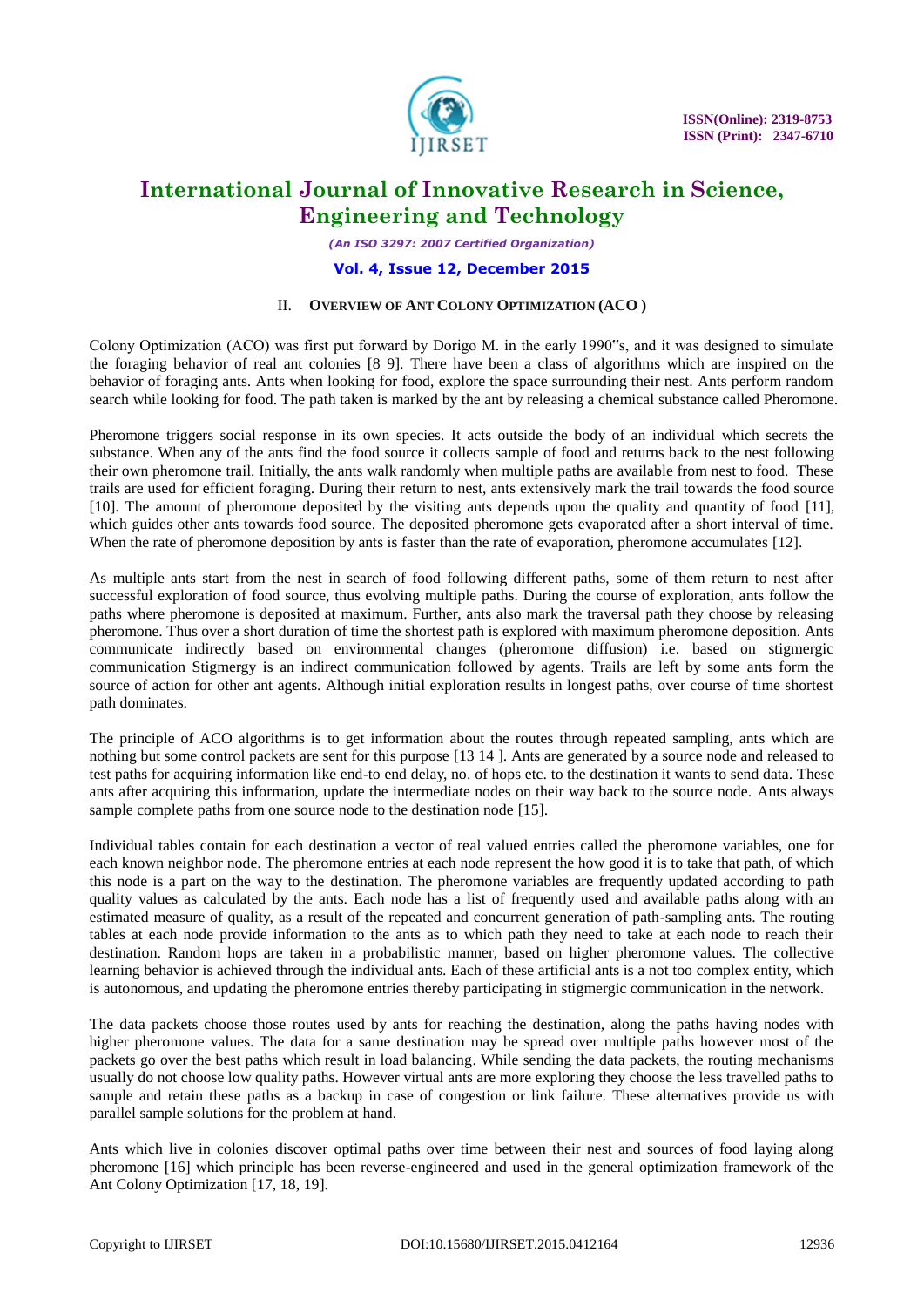## II. OVERVIEW OF ANT COLONY OPTIMIZATION (ACO )

Colony Optimization (ACO) was first put forward by Dorigo M. in the early 1990"s, and it was designed to simulate the foraging behavior of real ant colonies [8 9]. There have been a class of algorithms which are inspired on the behavior of foraging ants. Ants when looking for food, explore the space surrounding their nest. Ants perform random search while looking for food. The path taken is marked by the ant by releasing a chemical substance called Pheromone.

Pheromone triggers social response in its own species. It acts outside the body of an individual which secrets the substance. When any of the ants find the food source it collects sample of food and returns back to the nest following their own pheromone trail. Initially, the ants walk randomly when multiple paths are available from nest to food. These trails are used for efficient foraging. During their return to nest, ants extensively mark the trail towards the food source [10]. The amount of pheromone deposited by the visiting ants depends upon the quality and quantity of food [11], which guides other ants towards food source. The deposited pheromone gets evaporated after a short interval of time. When the rate of pheromone deposition by ants is faster than the rate of evaporation, pheromone accumulates [12].

As multiple ants start from the nest in search of food following different paths, some of them return to nest after successful exploration of food source, thus evolving multiple paths. During the course of exploration, ants follow the paths where pheromone is deposited at maximum. Further, ants also mark the traversal path they choose by releasing pheromone. Thus over a short duration of time the shortest path is explored with maximum pheromone deposition. Ants communicate indirectly based on environmental changes (pheromone diffusion) i.e. based on stigmergic communication Stigmergy is an indirect communication followed by agents. Trails are left by some ants form the source of action for other ant agents. Although initial exploration results in longest paths, over course of time shortest path dominates.

The principle of ACO algorithms is to get information about the routes through repeated sampling, ants which are nothing but some control packets are sent for this purpose [13 14 ]. Ants are generated by a source node and released to test paths for acquiring information like end-to end delay, no. of hops etc. to the destination it wants to send data. These ants after acquiring this information, update the intermediate nodes on their way back to the source node. Ants always sample complete paths from one source node to the destination node [15].

Individual tables contain for each destination a vector of real valued entries called the pheromone variables, one for each known neighbor node. The pheromone entries at each node represent the how good it is to take that path, of which this node is a part on the way to the destination. The pheromone variables are frequently updated according to path quality values as calculated by the ants. Each node has a list of frequently used and available paths along with an estimated measure of quality, as a result of the repeated and concurrent generation of path-sampling ants. The routing tables at each node provide information to the ants as to which path they need to take at each node to reach their destination. Random hops are taken in a probabilistic manner, based on higher pheromone values. The collective learning behavior is achieved through the individual ants. Each of these artificial ants is a not too complex entity, which is autonomous, and updating the pheromone entries thereby participating in stigmergic communication in the network.

The data packets choose those routes used by ants for reaching the destination, along the paths having nodes with higher pheromone values. The data for a same destination may be spread over multiple paths however most of the packets go over the best paths which result in load balancing. While sending the data packets, the routing mechanisms usually do not choose low quality paths. However virtual ants are more exploring they choose the less travelled paths to sample and retain these paths as a backup in case of congestion or link failure. These alternatives provide us with parallel sample solutions for the problem at hand.

Ants which live in colonies discover optimal paths over time between their nest and sources of food laying along pheromone [16] which principle has been reverse-engineered and used in the general optimization framework of the Ant Colony Optimization [17, 18, 19].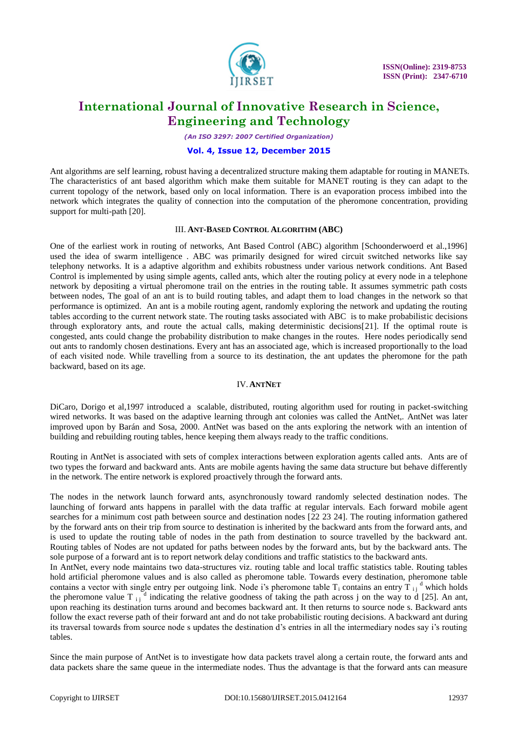Ant algorithms are self learning, robust having a decentralized structure making them adaptable for routing in MANETs. The characteristics of ant based algorithm which make them suitable for MANET routing is they can adapt to the current topology of the network, based only on local information. There is an evaporation process imbibed into the network which integrates the quality of connection into the computation of the pheromone concentration, providing support for multi-path [20].

## III. ANT-BASED CONTROL ALGORITHM (ABC)

One of the earliest work in routing of networks, Ant Based Control (ABC) algorithm [Schoonderwoerd et al.,1996] used the idea of swarm intelligence . ABC was primarily designed for wired circuit switched networks like say telephony networks. It is a adaptive algorithm and exhibits robustness under various network conditions. Ant Based Control is implemented by using simple agents, called ants, which alter the routing policy at every node in a telephone network by depositing a virtual pheromone trail on the entries in the routing table. It assumes symmetric path costs between nodes, The goal of an ant is to build routing tables, and adapt them to load changes in the network so that performance is optimized. An ant is a mobile routing agent, randomly exploring the network and updating the routing tables according to the current network state. The routing tasks associated with ABC is to make probabilistic decisions through exploratory ants, and route the actual calls, making deterministic decisions[21]. If the optimal route is congested, ants could change the probability distribution to make changes in the routes. Here nodes periodically send out ants to randomly chosen destinations. Every ant has an associated age, which is increased proportionally to the load of each visited node. While travelling from a source to its destination, the ant updates the pheromone for the path backward, based on its age.

## IV. ANTNET

DiCaro, Dorigo et al,1997 introduced a scalable, distributed, routing algorithm used for routing in packet-switching wired networks. It was based on the adaptive learning through ant colonies was called the AntNet,. AntNet was later improved upon by Barán and Sosa, 2000. AntNet was based on the ants exploring the network with an intention of building and rebuilding routing tables, hence keeping them always ready to the traffic conditions.

Routing in AntNet is associated with sets of complex interactions between exploration agents called ants. Ants are of two types the forward and backward ants. Ants are mobile agents having the same data structure but behave differently in the network. The entire network is explored proactively through the forward ants.

The nodes in the network launch forward ants, asynchronously toward randomly selected destination nodes. The launching of forward ants happens in parallel with the data traffic at regular intervals. Each forward mobile agent searches for a minimum cost path between source and destination nodes [22 23 24]. The routing information gathered by the forward ants on their trip from source to destination is inherited by the backward ants from the forward ants, and is used to update the routing table of nodes in the path from destination to source travelled by the backward ant. Routing tables of Nodes are not updated for paths between nodes by the forward ants, but by the backward ants. The sole purpose of a forward ant is to report network delay conditions and traffic statistics to the backward ants.

In AntNet, every node maintains two data-structures viz. routing table and local traffic statistics table. Routing tables hold artificial pheromone values and is also called as pheromone table. Towards every destination, pheromone table contains a vector with single entry per outgoing link. Node i's pheromone table $T_i$ contains an entry $T_{ij}^{d}$ which holds the pheromone value $T_{ij}^{d}$ indicating the relative goodness of taking the path across j on the way to d [25]. An ant, upon reaching its destination turns around and becomes backward ant. It then returns to source node s. Backward ants follow the exact reverse path of their forward ant and do not take probabilistic routing decisions. A backward ant during its traversal towards from source node s updates the destination d's entries in all the intermediary nodes say i's routing tables.

Since the main purpose of AntNet is to investigate how data packets travel along a certain route, the forward ants and data packets share the same queue in the intermediate nodes. Thus the advantage is that the forward ants can measure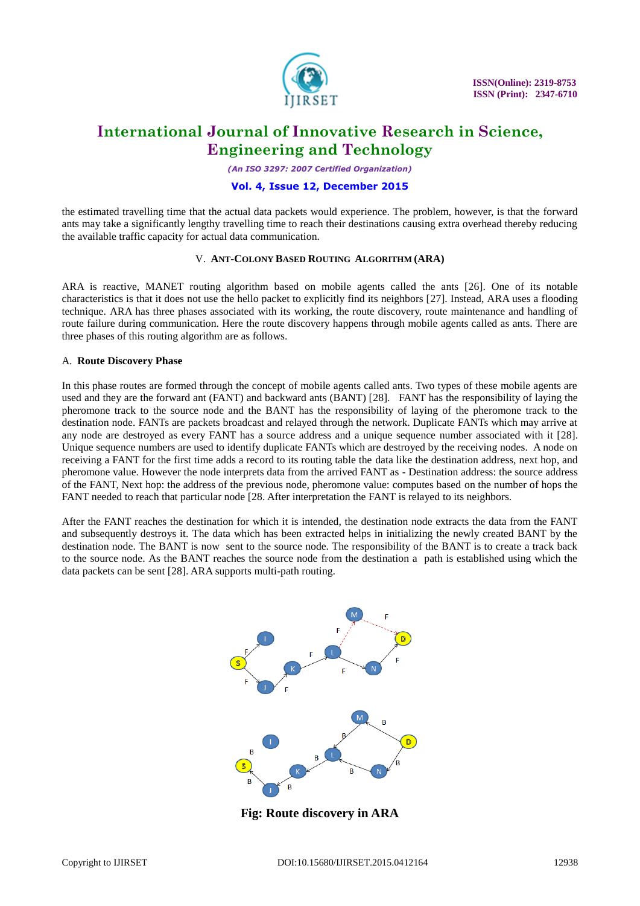the estimated travelling time that the actual data packets would experience. The problem, however, is that the forward ants may take a significantly lengthy travelling time to reach their destinations causing extra overhead thereby reducing the available traffic capacity for actual data communication.

## V. ANT-COLONY BASED ROUTING ALGORITHM (ARA)

ARA is reactive, MANET routing algorithm based on mobile agents called the ants [26]. One of its notable characteristics is that it does not use the hello packet to explicitly find its neighbors [27]. Instead, ARA uses a flooding technique. ARA has three phases associated with its working, the route discovery, route maintenance and handling of route failure during communication. Here the route discovery happens through mobile agents called as ants. There are three phases of this routing algorithm are as follows.

### A. Route Discovery Phase

In this phase routes are formed through the concept of mobile agents called ants. Two types of these mobile agents are used and they are the forward ant (FANT) and backward ants (BANT) [28]. FANT has the responsibility of laying the pheromone track to the source node and the BANT has the responsibility of laying of the pheromone track to the destination node. FANTs are packets broadcast and relayed through the network. Duplicate FANTs which may arrive at any node are destroyed as every FANT has a source address and a unique sequence number associated with it [28]. Unique sequence numbers are used to identify duplicate FANTs which are destroyed by the receiving nodes. A node on receiving a FANT for the first time adds a record to its routing table the data like the destination address, next hop, and pheromone value. However the node interprets data from the arrived FANT as - Destination address: the source address of the FANT, Next hop: the address of the previous node, pheromone value: computes based on the number of hops the FANT needed to reach that particular node [28. After interpretation the FANT is relayed to its neighbors.

After the FANT reaches the destination for which it is intended, the destination node extracts the data from the FANT and subsequently destroys it. The data which has been extracted helps in initializing the newly created BANT by the destination node. The BANT is now sent to the source node. The responsibility of the BANT is to create a track back to the source node. As the BANT reaches the source node from the destination a path is established using which the data packets can be sent [28]. ARA supports multi-path routing.

**Fig: Route discovery in ARA**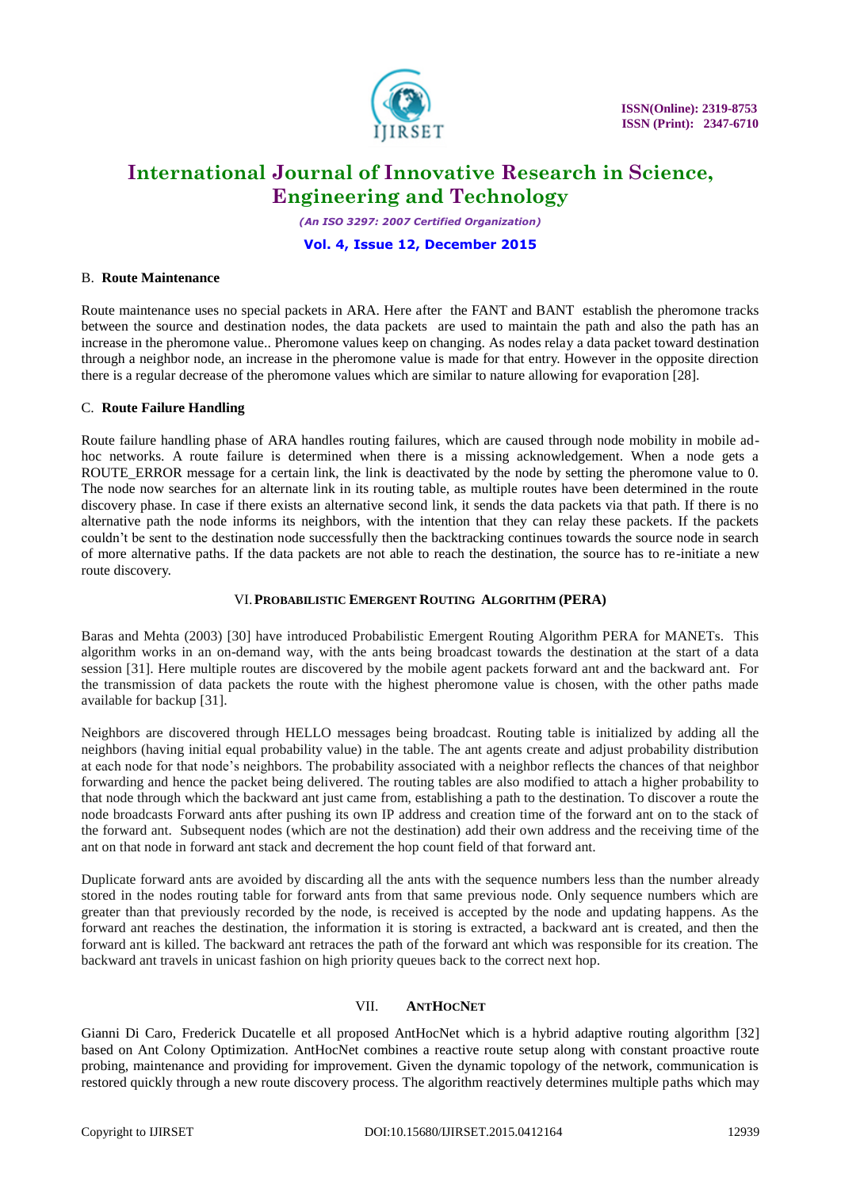### B. Route Maintenance

Route maintenance uses no special packets in ARA. Here after the FANT and BANT establish the pheromone tracks between the source and destination nodes, the data packets are used to maintain the path and also the path has an increase in the pheromone value.. Pheromone values keep on changing. As nodes relay a data packet toward destination through a neighbor node, an increase in the pheromone value is made for that entry. However in the opposite direction there is a regular decrease of the pheromone values which are similar to nature allowing for evaporation [28].

### C. Route Failure Handling

Route failure handling phase of ARA handles routing failures, which are caused through node mobility in mobile ad-hoc networks. A route failure is determined when there is a missing acknowledgement. When a node gets a ROUTE_ERROR message for a certain link, the link is deactivated by the node by setting the pheromone value to 0. The node now searches for an alternate link in its routing table, as multiple routes have been determined in the route discovery phase. In case if there exists an alternative second link, it sends the data packets via that path. If there is no alternative path the node informs its neighbors, with the intention that they can relay these packets. If the packets couldn't be sent to the destination node successfully then the backtracking continues towards the source node in search of more alternative paths. If the data packets are not able to reach the destination, the source has to re-initiate a new route discovery.

## VI. PROBABILISTIC EMERGENT ROUTING ALGORITHM (PERA)

Baras and Mehta (2003) [30] have introduced Probabilistic Emergent Routing Algorithm PERA for MANETs. This algorithm works in an on-demand way, with the ants being broadcast towards the destination at the start of a data session [31]. Here multiple routes are discovered by the mobile agent packets forward ant and the backward ant. For the transmission of data packets the route with the highest pheromone value is chosen, with the other paths made available for backup [31].

Neighbors are discovered through HELLO messages being broadcast. Routing table is initialized by adding all the neighbors (having initial equal probability value) in the table. The ant agents create and adjust probability distribution at each node for that node's neighbors. The probability associated with a neighbor reflects the chances of that neighbor forwarding and hence the packet being delivered. The routing tables are also modified to attach a higher probability to that node through which the backward ant just came from, establishing a path to the destination. To discover a route the node broadcasts Forward ants after pushing its own IP address and creation time of the forward ant on to the stack of the forward ant. Subsequent nodes (which are not the destination) add their own address and the receiving time of the ant on that node in forward ant stack and decrement the hop count field of that forward ant.

Duplicate forward ants are avoided by discarding all the ants with the sequence numbers less than the number already stored in the nodes routing table for forward ants from that same previous node. Only sequence numbers which are greater than that previously recorded by the node, is received is accepted by the node and updating happens. As the forward ant reaches the destination, the information it is storing is extracted, a backward ant is created, and then the forward ant is killed. The backward ant retraces the path of the forward ant which was responsible for its creation. The backward ant travels in unicast fashion on high priority queues back to the correct next hop.

## VII. ANTHOCNET

Gianni Di Caro, Frederick Ducatelle et all proposed AntHocNet which is a hybrid adaptive routing algorithm [32] based on Ant Colony Optimization. AntHocNet combines a reactive route setup along with constant proactive route probing, maintenance and providing for improvement. Given the dynamic topology of the network, communication is restored quickly through a new route discovery process. The algorithm reactively determines multiple paths which may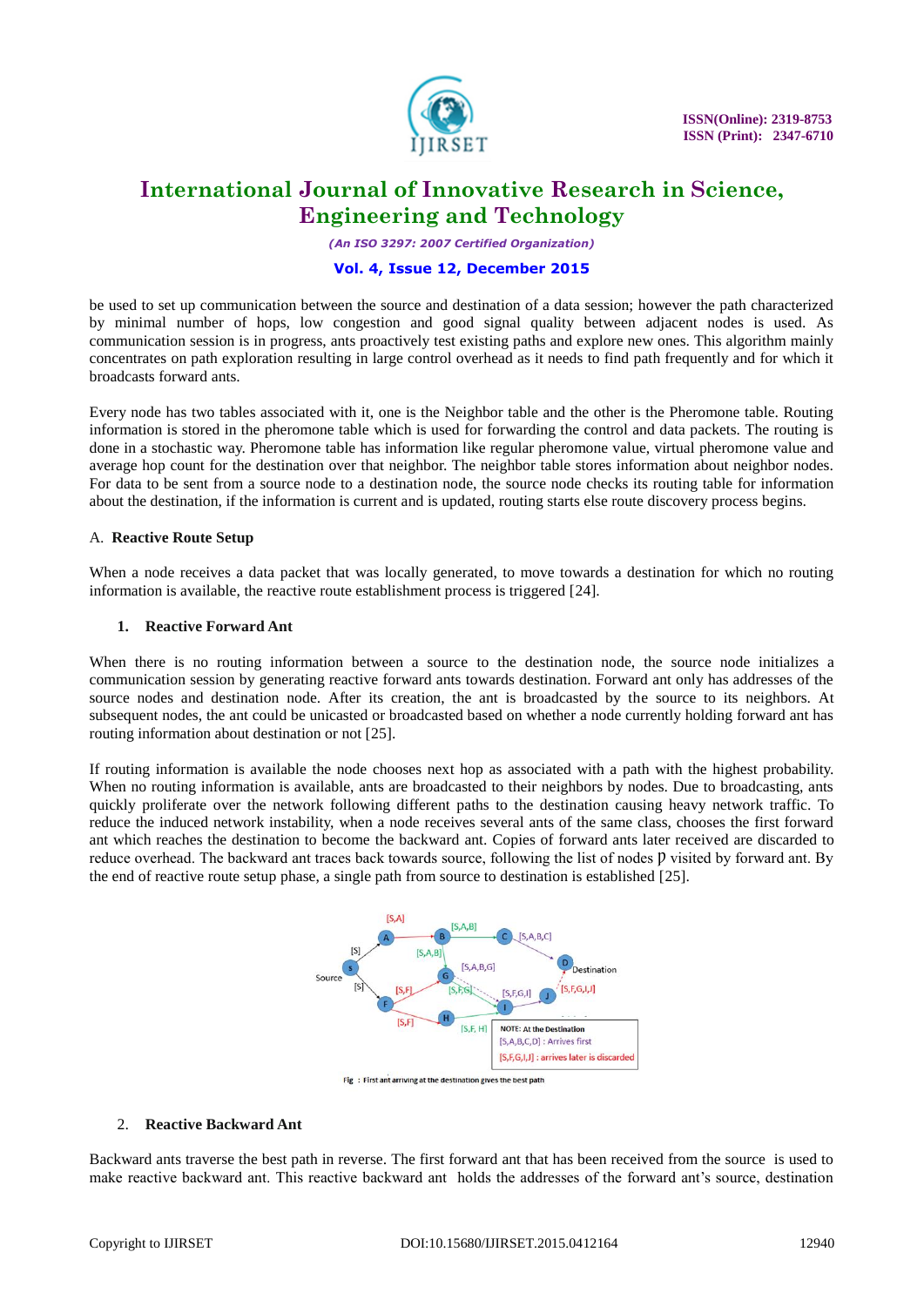be used to set up communication between the source and destination of a data session; however the path characterized by minimal number of hops, low congestion and good signal quality between adjacent nodes is used. As communication session is in progress, ants proactively test existing paths and explore new ones. This algorithm mainly concentrates on path exploration resulting in large control overhead as it needs to find path frequently and for which it broadcasts forward ants.

Every node has two tables associated with it, one is the Neighbor table and the other is the Pheromone table. Routing information is stored in the pheromone table which is used for forwarding the control and data packets. The routing is done in a stochastic way. Pheromone table has information like regular pheromone value, virtual pheromone value and average hop count for the destination over that neighbor. The neighbor table stores information about neighbor nodes. For data to be sent from a source node to a destination node, the source node checks its routing table for information about the destination, if the information is current and is updated, routing starts else route discovery process begins.

A. **Reactive Route Setup**

When a node receives a data packet that was locally generated, to move towards a destination for which no routing information is available, the reactive route establishment process is triggered [24].

**1. Reactive Forward Ant**

When there is no routing information between a source to the destination node, the source node initializes a communication session by generating reactive forward ants towards destination. Forward ant only has addresses of the source nodes and destination node. After its creation, the ant is broadcasted by the source to its neighbors. At subsequent nodes, the ant could be unicasted or broadcasted based on whether a node currently holding forward ant has routing information about destination or not [25].

If routing information is available the node chooses next hop as associated with a path with the highest probability. When no routing information is available, ants are broadcasted to their neighbors by nodes. Due to broadcasting, ants quickly proliferate over the network following different paths to the destination causing heavy network traffic. To reduce the induced network instability, when a node receives several ants of the same class, chooses the first forward ant which reaches the destination to become the backward ant. Copies of forward ants later received are discarded to reduce overhead. The backward ant traces back towards source, following the list of nodes Ƿ visited by forward ant. By the end of reactive route setup phase, a single path from source to destination is established [25].

Fig : First ant arriving at the destination gives the best path

**2. Reactive Backward Ant**

Backward ants traverse the best path in reverse. The first forward ant that has been received from the source is used to make reactive backward ant. This reactive backward ant holds the addresses of the forward ant's source, destination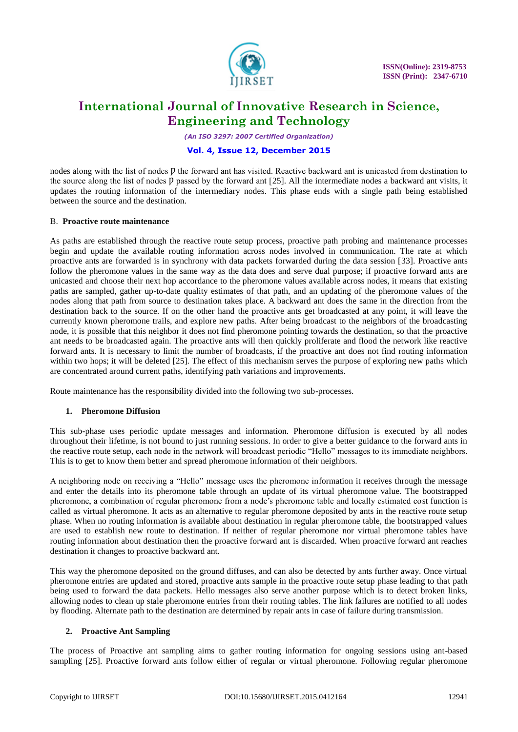nodes along with the list of nodes Ᵽ the forward ant has visited. Reactive backward ant is unicasted from destination to the source along the list of nodes Ᵽ passed by the forward ant [25]. All the intermediate nodes a backward ant visits, it updates the routing information of the intermediary nodes. This phase ends with a single path being established between the source and the destination.

B. **Proactive route maintenance**

As paths are established through the reactive route setup process, proactive path probing and maintenance processes begin and update the available routing information across nodes involved in communication. The rate at which proactive ants are forwarded is in synchrony with data packets forwarded during the data session [33]. Proactive ants follow the pheromone values in the same way as the data does and serve dual purpose; if proactive forward ants are unicasted and choose their next hop accordance to the pheromone values available across nodes, it means that existing paths are sampled, gather up-to-date quality estimates of that path, and an updating of the pheromone values of the nodes along that path from source to destination takes place. A backward ant does the same in the direction from the destination back to the source. If on the other hand the proactive ants get broadcasted at any point, it will leave the currently known pheromone trails, and explore new paths. After being broadcast to the neighbors of the broadcasting node, it is possible that this neighbor it does not find pheromone pointing towards the destination, so that the proactive ant needs to be broadcasted again. The proactive ants will then quickly proliferate and flood the network like reactive forward ants. It is necessary to limit the number of broadcasts, if the proactive ant does not find routing information within two hops; it will be deleted [25]. The effect of this mechanism serves the purpose of exploring new paths which are concentrated around current paths, identifying path variations and improvements.

Route maintenance has the responsibility divided into the following two sub-processes.

1. **Pheromone Diffusion**

This sub-phase uses periodic update messages and information. Pheromone diffusion is executed by all nodes throughout their lifetime, is not bound to just running sessions. In order to give a better guidance to the forward ants in the reactive route setup, each node in the network will broadcast periodic "Hello" messages to its immediate neighbors. This is to get to know them better and spread pheromone information of their neighbors.

A neighboring node on receiving a "Hello" message uses the pheromone information it receives through the message and enter the details into its pheromone table through an update of its virtual pheromone value. The bootstrapped pheromone, a combination of regular pheromone from a node's pheromone table and locally estimated cost function is called as virtual pheromone. It acts as an alternative to regular pheromone deposited by ants in the reactive route setup phase. When no routing information is available about destination in regular pheromone table, the bootstrapped values are used to establish new route to destination. If neither of regular pheromone nor virtual pheromone tables have routing information about destination then the proactive forward ant is discarded. When proactive forward ant reaches destination it changes to proactive backward ant.

This way the pheromone deposited on the ground diffuses, and can also be detected by ants further away. Once virtual pheromone entries are updated and stored, proactive ants sample in the proactive route setup phase leading to that path being used to forward the data packets. Hello messages also serve another purpose which is to detect broken links, allowing nodes to clean up stale pheromone entries from their routing tables. The link failures are notified to all nodes by flooding. Alternate path to the destination are determined by repair ants in case of failure during transmission.

2. **Proactive Ant Sampling**

The process of Proactive ant sampling aims to gather routing information for ongoing sessions using ant-based sampling [25]. Proactive forward ants follow either of regular or virtual pheromone. Following regular pheromone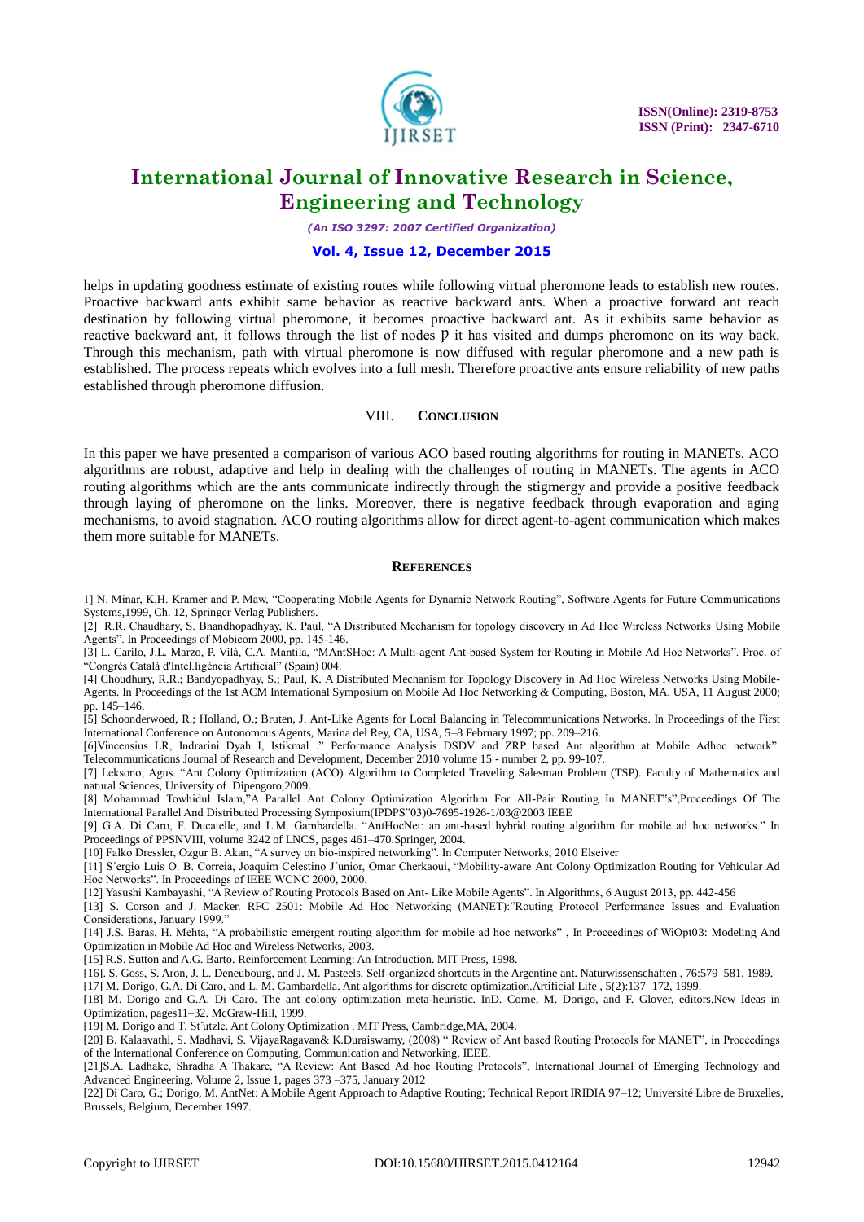helps in updating goodness estimate of existing routes while following virtual pheromone leads to establish new routes. Proactive backward ants exhibit same behavior as reactive backward ants. When a proactive forward ant reach destination by following virtual pheromone, it becomes proactive backward ant. As it exhibits same behavior as reactive backward ant, it follows through the list of nodes Ƥ it has visited and dumps pheromone on its way back. Through this mechanism, path with virtual pheromone is now diffused with regular pheromone and a new path is established. The process repeats which evolves into a full mesh. Therefore proactive ants ensure reliability of new paths established through pheromone diffusion.

## VIII. CONCLUSION

In this paper we have presented a comparison of various ACO based routing algorithms for routing in MANETs. ACO algorithms are robust, adaptive and help in dealing with the challenges of routing in MANETs. The agents in ACO routing algorithms which are the ants communicate indirectly through the stigmergy and provide a positive feedback through laying of pheromone on the links. Moreover, there is negative feedback through evaporation and aging mechanisms, to avoid stagnation. ACO routing algorithms allow for direct agent-to-agent communication which makes them more suitable for MANETs.

## REFERENCES

1] N. Minar, K.H. Kramer and P. Maw, "Cooperating Mobile Agents for Dynamic Network Routing", Software Agents for Future Communications Systems,1999, Ch. 12, Springer Verlag Publishers.

[2] R.R. Chaudhary, S. Bhandhopadhyay, K. Paul, "A Distributed Mechanism for topology discovery in Ad Hoc Wireless Networks Using Mobile Agents". In Proceedings of Mobicom 2000, pp. 145-146.

[3] L. Carilo, J.L. Marzo, P. Vilà, C.A. Mantila, "MAntSHoc: A Multi-agent Ant-based System for Routing in Mobile Ad Hoc Networks". Proc. of "Congrés Català d'Intel.ligència Artificial" (Spain) 004.

[4] Choudhury, R.R.; Bandyopadhyay, S.; Paul, K. A Distributed Mechanism for Topology Discovery in Ad Hoc Wireless Networks Using Mobile-Agents. In Proceedings of the 1st ACM International Symposium on Mobile Ad Hoc Networking & Computing, Boston, MA, USA, 11 August 2000; pp. 145–146.

[5] Schoonderwoed, R.; Holland, O.; Bruten, J. Ant-Like Agents for Local Balancing in Telecommunications Networks. In Proceedings of the First International Conference on Autonomous Agents, Marina del Rey, CA, USA, 5–8 February 1997; pp. 209–216.

[6]Vincensius LR, Indrarini Dyah I, Istikmal ." Performance Analysis DSDV and ZRP based Ant algorithm at Mobile Adhoc network". Telecommunications Journal of Research and Development, December 2010 volume 15 - number 2, pp. 99-107.

[7] Leksono, Agus. "Ant Colony Optimization (ACO) Algorithm to Completed Traveling Salesman Problem (TSP). Faculty of Mathematics and natural Sciences, University of Dipengoro,2009.

[8] Mohammad Towhidul Islam,"A Parallel Ant Colony Optimization Algorithm For All-Pair Routing In MANET"s",Proceedings Of The International Parallel And Distributed Processing Symposium(IPDPS"03)0-7695-1926-1/03@2003 IEEE

[9] G.A. Di Caro, F. Ducatelle, and L.M. Gambardella. "AntHocNet: an ant-based hybrid routing algorithm for mobile ad hoc networks." In Proceedings of PPSNVIII, volume 3242 of LNCS, pages 461–470.Springer, 2004.

[10] Falko Dressler, Ozgur B. Akan, "A survey on bio-inspired networking". In Computer Networks, 2010 Elseiver

[11] S´ergio Luis O. B. Correia, Joaquim Celestino J´unior, Omar Cherkaoui, "Mobility-aware Ant Colony Optimization Routing for Vehicular Ad Hoc Networks". In Proceedings of IEEE WCNC 2000, 2000.

[12] Yasushi Kambayashi, "A Review of Routing Protocols Based on Ant- Like Mobile Agents". In Algorithms, 6 August 2013, pp. 442-456

[13] S. Corson and J. Macker. RFC 2501: Mobile Ad Hoc Networking (MANET):"Routing Protocol Performance Issues and Evaluation Considerations, January 1999."

[14] J.S. Baras, H. Mehta, "A probabilistic emergent routing algorithm for mobile ad hoc networks" , In Proceedings of WiOpt03: Modeling And Optimization in Mobile Ad Hoc and Wireless Networks, 2003.

[15] R.S. Sutton and A.G. Barto. Reinforcement Learning: An Introduction. MIT Press, 1998.

[16]. S. Goss, S. Aron, J. L. Deneubourg, and J. M. Pasteels. Self-organized shortcuts in the Argentine ant. Naturwissenschaften , 76:579–581, 1989.

[17] M. Dorigo, G.A. Di Caro, and L. M. Gambardella. Ant algorithms for discrete optimization.Artificial Life , 5(2):137–172, 1999.

[18] M. Dorigo and G.A. Di Caro. The ant colony optimization meta-heuristic. InD. Corne, M. Dorigo, and F. Glover, editors,New Ideas in Optimization, pages11–32. McGraw-Hill, 1999.

[19] M. Dorigo and T. St¨utzle. Ant Colony Optimization . MIT Press, Cambridge,MA, 2004.

[20] B. Kalaavathi, S. Madhavi, S. VijayaRagavan& K.Duraiswamy, (2008) " Review of Ant based Routing Protocols for MANET", in Proceedings of the International Conference on Computing, Communication and Networking, IEEE.

[21]S.A. Ladhake, Shradha A Thakare, "A Review: Ant Based Ad hoc Routing Protocols", International Journal of Emerging Technology and Advanced Engineering, Volume 2, Issue 1, pages 373 –375, January 2012

[22] Di Caro, G.; Dorigo, M. AntNet: A Mobile Agent Approach to Adaptive Routing; Technical Report IRIDIA 97–12; Université Libre de Bruxelles, Brussels, Belgium, December 1997.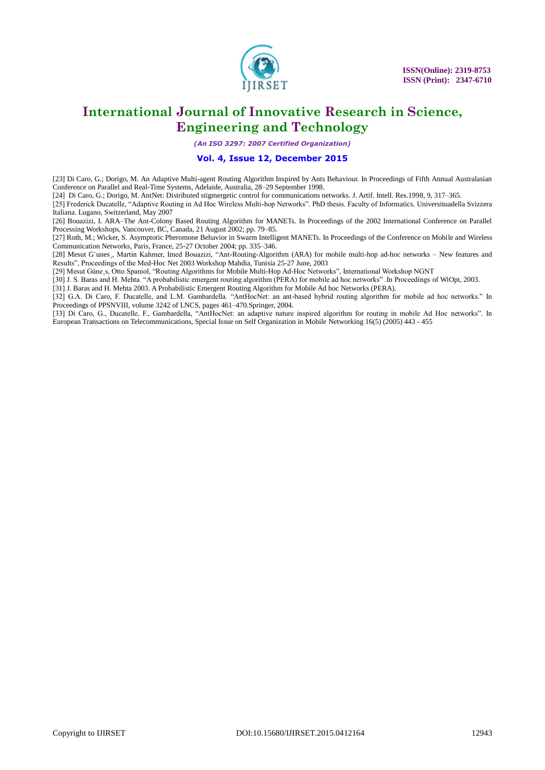[23] Di Caro, G.; Dorigo, M. An Adaptive Multi-agent Routing Algorithm Inspired by Ants Behaviour. In Proceedings of Fifth Annual Australasian Conference on Parallel and Real-Time Systems, Adelaide, Australia, 28–29 September 1998.

[24] Di Caro, G.; Dorigo, M. AntNet: Distributed stigmergetic control for communications networks. J. Artif. Intell. Res.1998, 9, 317–365.

[25] Frederick Ducatelle, "Adaptive Routing in Ad Hoc Wireless Multi-hop Networks". PhD thesis. Faculty of Informatics. Universituadella Svizzera Italiana. Lugano, Switzerland, May 2007

[26] Bouazizi, I. ARA–The Ant-Colony Based Routing Algorithm for MANETs. In Proceedings of the 2002 International Conference on Parallel Processing Workshops, Vancouver, BC, Canada, 21 August 2002; pp. 79–85.

[27] Roth, M.; Wicker, S. Asymptotic Pheromone Behavior in Swarm Intelligent MANETs. In Proceedings of the Conference on Mobile and Wireless Communication Networks, Paris, France, 25-27 October 2004; pp. 335–346.

[28] Mesut G¨unes¸, Martin Kahmer, Imed Bouazizi, "Ant-Routing-Algorithm (ARA) for mobile multi-hop ad-hoc networks – New features and Results", Proceedings of the Med-Hoc Net 2003 Workshop Mahdia, Tunisia 25-27 June, 2003

[29] Mesut Güne¸s, Otto Spaniol, "Routing Algorithms for Mobile Multi-Hop Ad-Hoc Networks", International Workshop NGNT

[30] J. S. Baras and H. Mehta. "A probabilistic emergent routing algorithm (PERA) for mobile ad hoc networks" .In Proceedings of WiOpt, 2003.

[31] J. Baras and H. Mehta 2003. A Probabilistic Emergent Routing Algorithm for Mobile Ad hoc Networks (PERA).

[32] G.A. Di Caro, F. Ducatelle, and L.M. Gambardella. "AntHocNet: an ant-based hybrid routing algorithm for mobile ad hoc networks." In Proceedings of PPSNVIII, volume 3242 of LNCS, pages 461–470.Springer, 2004.

[33] Di Caro, G., Ducatelle, F., Gambardella, "AntHocNet: an adaptive nature inspired algorithm for routing in mobile Ad Hoc networks". In European Transactions on Telecommunications, Special Issue on Self Organization in Mobile Networking 16(5) (2005) 443 - 455